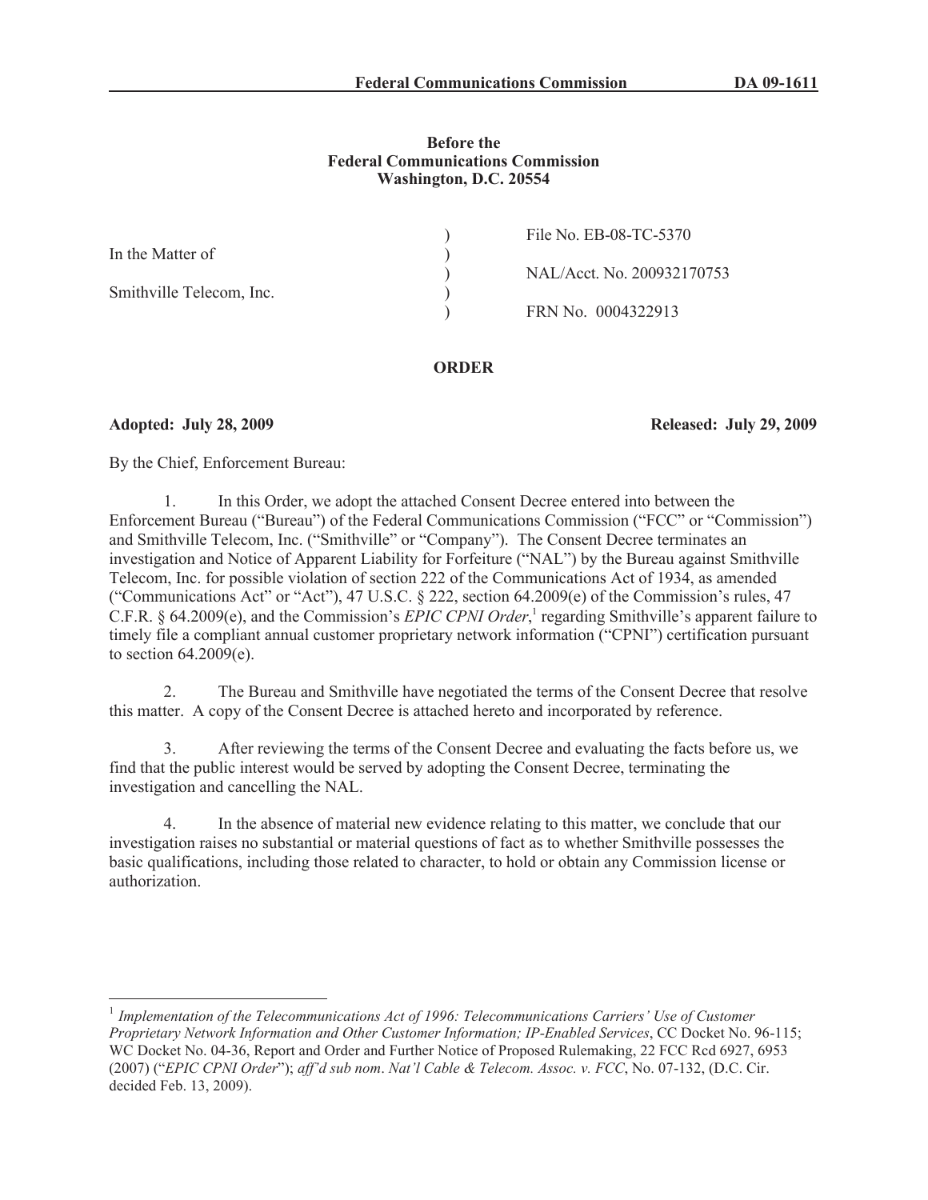**Federal Communications Commission DA 09-1611**

**Before the**
**Federal Communications Commission**
**Washington, D.C. 20554**

| | | |
|---|---|---|
| In the Matter of | ) | File No. EB-08-TC-5370 |
| | ) | |
| Smithville Telecom, Inc. | ) | NAL/Acct. No. 200932170753 |
| | ) | |
| | ) | FRN No. 0004322913 |

## ORDER

**Adopted: July 28, 2009** **Released: July 29, 2009**

By the Chief, Enforcement Bureau:

1. In this Order, we adopt the attached Consent Decree entered into between the Enforcement Bureau ("Bureau") of the Federal Communications Commission ("FCC" or "Commission") and Smithville Telecom, Inc. ("Smithville" or "Company"). The Consent Decree terminates an investigation and Notice of Apparent Liability for Forfeiture ("NAL") by the Bureau against Smithville Telecom, Inc. for possible violation of section 222 of the Communications Act of 1934, as amended ("Communications Act" or "Act"), 47 U.S.C. § 222, section 64.2009(e) of the Commission's rules, 47 C.F.R. § 64.2009(e), and the Commission's *EPIC CPNI Order*,[1] regarding Smithville's apparent failure to timely file a compliant annual customer proprietary network information ("CPNI") certification pursuant to section 64.2009(e).

2. The Bureau and Smithville have negotiated the terms of the Consent Decree that resolve this matter. A copy of the Consent Decree is attached hereto and incorporated by reference.

3. After reviewing the terms of the Consent Decree and evaluating the facts before us, we find that the public interest would be served by adopting the Consent Decree, terminating the investigation and cancelling the NAL.

4. In the absence of material new evidence relating to this matter, we conclude that our investigation raises no substantial or material questions of fact as to whether Smithville possesses the basic qualifications, including those related to character, to hold or obtain any Commission license or authorization.

---

[1] *Implementation of the Telecommunications Act of 1996: Telecommunications Carriers' Use of Customer Proprietary Network Information and Other Customer Information; IP-Enabled Services*, CC Docket No. 96-115; WC Docket No. 04-36, Report and Order and Further Notice of Proposed Rulemaking, 22 FCC Rcd 6927, 6953 (2007) ("*EPIC CPNI Order*"); *aff'd sub nom*. *Nat'l Cable & Telecom. Assoc. v. FCC*, No. 07-132, (D.C. Cir. decided Feb. 13, 2009).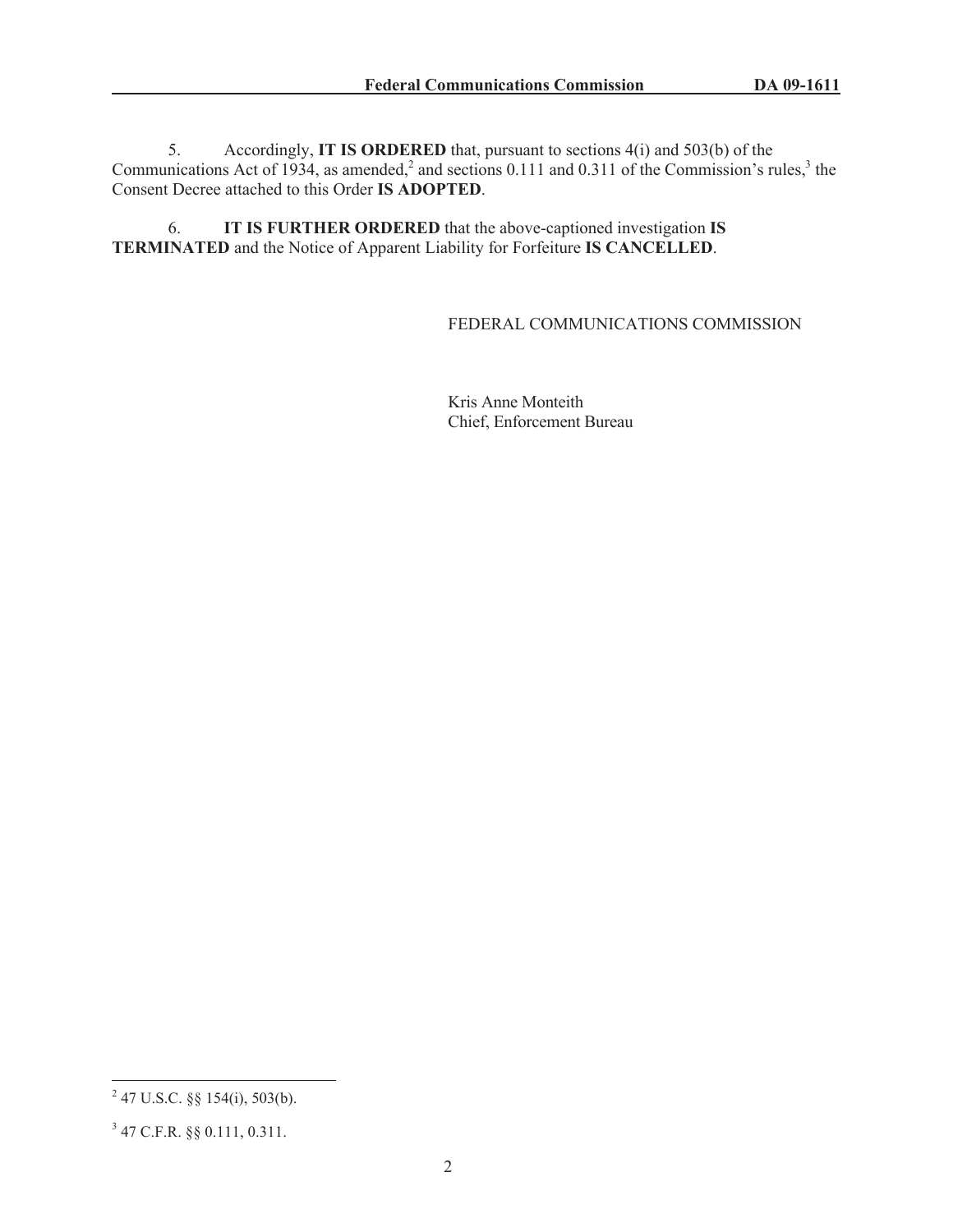5. Accordingly, **IT IS ORDERED** that, pursuant to sections 4(i) and 503(b) of the Communications Act of 1934, as amended,[2] and sections 0.111 and 0.311 of the Commission's rules,[3] the Consent Decree attached to this Order **IS ADOPTED**.

6. **IT IS FURTHER ORDERED** that the above-captioned investigation **IS TERMINATED** and the Notice of Apparent Liability for Forfeiture **IS CANCELLED**.

FEDERAL COMMUNICATIONS COMMISSION

Kris Anne Monteith
Chief, Enforcement Bureau

---

[2] 47 U.S.C. §§ 154(i), 503(b).

[3] 47 C.F.R. §§ 0.111, 0.311.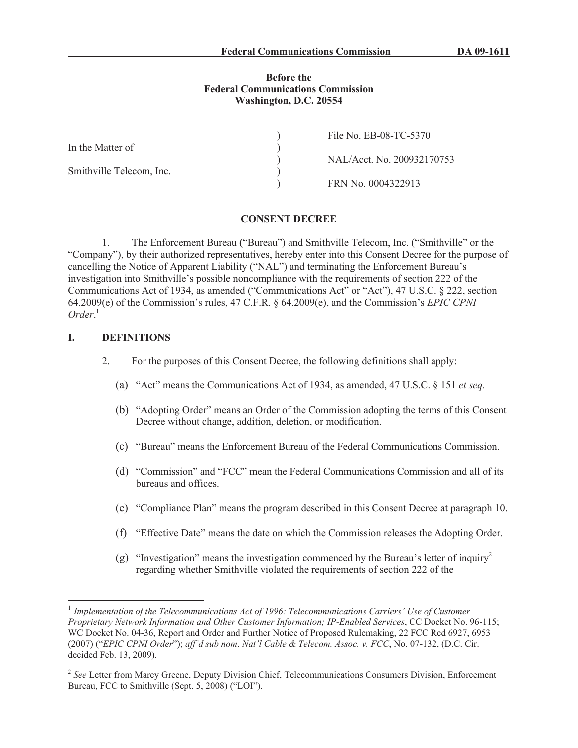**Before the**
**Federal Communications Commission**
**Washington, D.C. 20554**

| | | |
|---|---|---|
| In the Matter of | ) | File No. EB-08-TC-5370 |
| | ) | NAL/Acct. No. 200932170753 |
| Smithville Telecom, Inc. | ) | FRN No. 0004322913 |

**CONSENT DECREE**

1. The Enforcement Bureau ("Bureau") and Smithville Telecom, Inc. ("Smithville" or the "Company"), by their authorized representatives, hereby enter into this Consent Decree for the purpose of cancelling the Notice of Apparent Liability ("NAL") and terminating the Enforcement Bureau's investigation into Smithville's possible noncompliance with the requirements of section 222 of the Communications Act of 1934, as amended ("Communications Act" or "Act"), 47 U.S.C. § 222, section 64.2009(e) of the Commission's rules, 47 C.F.R. § 64.2009(e), and the Commission's *EPIC CPNI Order*.[1]

## I. DEFINITIONS

2. For the purposes of this Consent Decree, the following definitions shall apply:

(a) "Act" means the Communications Act of 1934, as amended, 47 U.S.C. § 151 *et seq.*

(b) "Adopting Order" means an Order of the Commission adopting the terms of this Consent Decree without change, addition, deletion, or modification.

(c) "Bureau" means the Enforcement Bureau of the Federal Communications Commission.

(d) "Commission" and "FCC" mean the Federal Communications Commission and all of its bureaus and offices.

(e) "Compliance Plan" means the program described in this Consent Decree at paragraph 10.

(f) "Effective Date" means the date on which the Commission releases the Adopting Order.

(g) "Investigation" means the investigation commenced by the Bureau's letter of inquiry[2] regarding whether Smithville violated the requirements of section 222 of the

---

[1] *Implementation of the Telecommunications Act of 1996: Telecommunications Carriers' Use of Customer Proprietary Network Information and Other Customer Information; IP-Enabled Services*, CC Docket No. 96-115; WC Docket No. 04-36, Report and Order and Further Notice of Proposed Rulemaking, 22 FCC Rcd 6927, 6953 (2007) ("*EPIC CPNI Order*"); *aff'd sub nom*. *Nat'l Cable & Telecom. Assoc. v. FCC*, No. 07-132, (D.C. Cir. decided Feb. 13, 2009).

[2] *See* Letter from Marcy Greene, Deputy Division Chief, Telecommunications Consumers Division, Enforcement Bureau, FCC to Smithville (Sept. 5, 2008) ("LOI").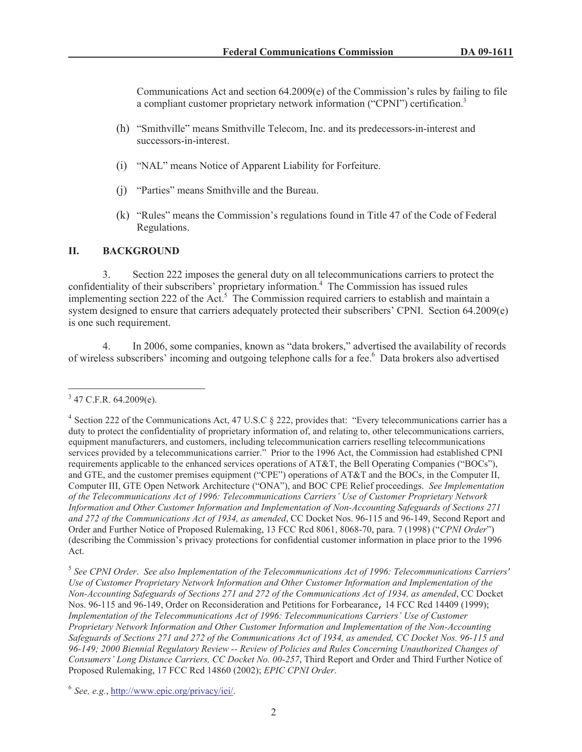Communications Act and section 64.2009(e) of the Commission's rules by failing to file a compliant customer proprietary network information ("CPNI") certification.[3]

(h) "Smithville" means Smithville Telecom, Inc. and its predecessors-in-interest and successors-in-interest.

(i) "NAL" means Notice of Apparent Liability for Forfeiture.

(j) "Parties" means Smithville and the Bureau.

(k) "Rules" means the Commission's regulations found in Title 47 of the Code of Federal Regulations.

## II. BACKGROUND

3. Section 222 imposes the general duty on all telecommunications carriers to protect the confidentiality of their subscribers' proprietary information.[4] The Commission has issued rules implementing section 222 of the Act.[5] The Commission required carriers to establish and maintain a system designed to ensure that carriers adequately protected their subscribers' CPNI. Section 64.2009(e) is one such requirement.

4. In 2006, some companies, known as "data brokers," advertised the availability of records of wireless subscribers' incoming and outgoing telephone calls for a fee.[6] Data brokers also advertised

---

[3] 47 C.F.R. 64.2009(e).

[4] Section 222 of the Communications Act, 47 U.S.C § 222, provides that: "Every telecommunications carrier has a duty to protect the confidentiality of proprietary information of, and relating to, other telecommunications carriers, equipment manufacturers, and customers, including telecommunication carriers reselling telecommunications services provided by a telecommunications carrier." Prior to the 1996 Act, the Commission had established CPNI requirements applicable to the enhanced services operations of AT&T, the Bell Operating Companies ("BOCs"), and GTE, and the customer premises equipment ("CPE") operations of AT&T and the BOCs, in the Computer II, Computer III, GTE Open Network Architecture ("ONA"), and BOC CPE Relief proceedings. *See Implementation of the Telecommunications Act of 1996: Telecommunications Carriers' Use of Customer Proprietary Network Information and Other Customer Information and Implementation of Non-Accounting Safeguards of Sections 271 and 272 of the Communications Act of 1934, as amended*, CC Docket Nos. 96-115 and 96-149, Second Report and Order and Further Notice of Proposed Rulemaking, 13 FCC Rcd 8061, 8068-70, para. 7 (1998) ("*CPNI Order*") (describing the Commission's privacy protections for confidential customer information in place prior to the 1996 Act.

[5] *See CPNI Order*. *See also Implementation of the Telecommunications Act of 1996: Telecommunications Carriers' Use of Customer Proprietary Network Information and Other Customer Information and Implementation of the Non-Accounting Safeguards of Sections 271 and 272 of the Communications Act of 1934, as amended*, CC Docket Nos. 96-115 and 96-149, Order on Reconsideration and Petitions for Forbearance, 14 FCC Rcd 14409 (1999); *Implementation of the Telecommunications Act of 1996: Telecommunications Carriers' Use of Customer Proprietary Network Information and Other Customer Information and Implementation of the Non-Accounting Safeguards of Sections 271 and 272 of the Communications Act of 1934, as amended, CC Docket Nos. 96-115 and 96-149; 2000 Biennial Regulatory Review -- Review of Policies and Rules Concerning Unauthorized Changes of Consumers' Long Distance Carriers, CC Docket No. 00-257*, Third Report and Order and Third Further Notice of Proposed Rulemaking, 17 FCC Rcd 14860 (2002); *EPIC CPNI Order*.

[6] *See, e.g.*, http://www.epic.org/privacy/iei/.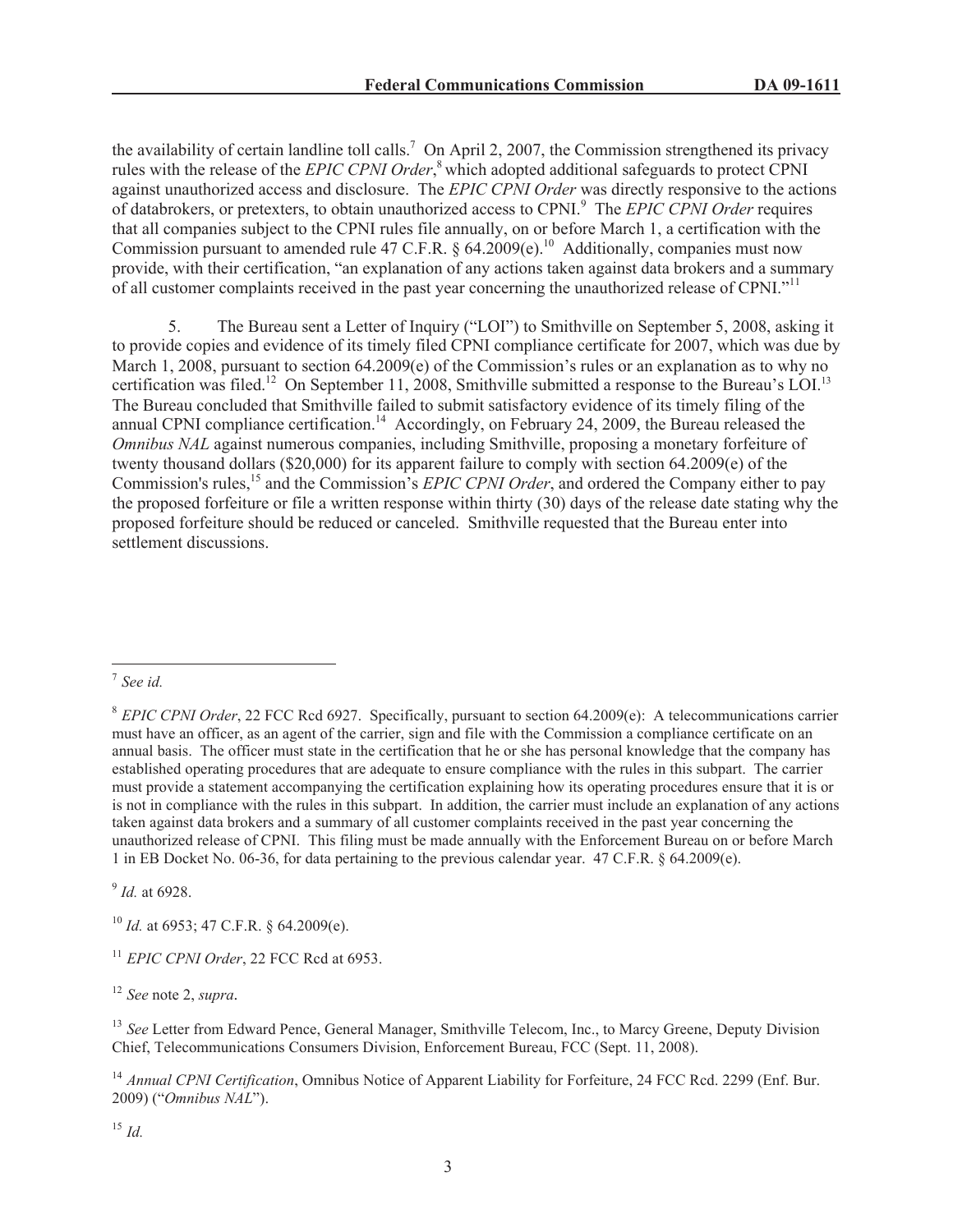the availability of certain landline toll calls.[7] On April 2, 2007, the Commission strengthened its privacy rules with the release of the *EPIC CPNI Order*,[8] which adopted additional safeguards to protect CPNI against unauthorized access and disclosure. The *EPIC CPNI Order* was directly responsive to the actions of databrokers, or pretexters, to obtain unauthorized access to CPNI.[9] The *EPIC CPNI Order* requires that all companies subject to the CPNI rules file annually, on or before March 1, a certification with the Commission pursuant to amended rule 47 C.F.R. § 64.2009(e).[10] Additionally, companies must now provide, with their certification, "an explanation of any actions taken against data brokers and a summary of all customer complaints received in the past year concerning the unauthorized release of CPNI."[11]

5. The Bureau sent a Letter of Inquiry ("LOI") to Smithville on September 5, 2008, asking it to provide copies and evidence of its timely filed CPNI compliance certificate for 2007, which was due by March 1, 2008, pursuant to section 64.2009(e) of the Commission's rules or an explanation as to why no certification was filed.[12] On September 11, 2008, Smithville submitted a response to the Bureau's LOI.[13] The Bureau concluded that Smithville failed to submit satisfactory evidence of its timely filing of the annual CPNI compliance certification.[14] Accordingly, on February 24, 2009, the Bureau released the *Omnibus NAL* against numerous companies, including Smithville, proposing a monetary forfeiture of twenty thousand dollars ($20,000) for its apparent failure to comply with section 64.2009(e) of the Commission's rules,[15] and the Commission's *EPIC CPNI Order*, and ordered the Company either to pay the proposed forfeiture or file a written response within thirty (30) days of the release date stating why the proposed forfeiture should be reduced or canceled. Smithville requested that the Bureau enter into settlement discussions.

---

[7] *See id.*

[8] *EPIC CPNI Order*, 22 FCC Rcd 6927. Specifically, pursuant to section 64.2009(e): A telecommunications carrier must have an officer, as an agent of the carrier, sign and file with the Commission a compliance certificate on an annual basis. The officer must state in the certification that he or she has personal knowledge that the company has established operating procedures that are adequate to ensure compliance with the rules in this subpart. The carrier must provide a statement accompanying the certification explaining how its operating procedures ensure that it is or is not in compliance with the rules in this subpart. In addition, the carrier must include an explanation of any actions taken against data brokers and a summary of all customer complaints received in the past year concerning the unauthorized release of CPNI. This filing must be made annually with the Enforcement Bureau on or before March 1 in EB Docket No. 06-36, for data pertaining to the previous calendar year. 47 C.F.R. § 64.2009(e).

[9] *Id.* at 6928.

[10] *Id.* at 6953; 47 C.F.R. § 64.2009(e).

[11] *EPIC CPNI Order*, 22 FCC Rcd at 6953.

[12] *See* note 2, *supra*.

[13] *See* Letter from Edward Pence, General Manager, Smithville Telecom, Inc., to Marcy Greene, Deputy Division Chief, Telecommunications Consumers Division, Enforcement Bureau, FCC (Sept. 11, 2008).

[14] *Annual CPNI Certification*, Omnibus Notice of Apparent Liability for Forfeiture, 24 FCC Rcd. 2299 (Enf. Bur. 2009) ("*Omnibus NAL*").

[15] *Id.*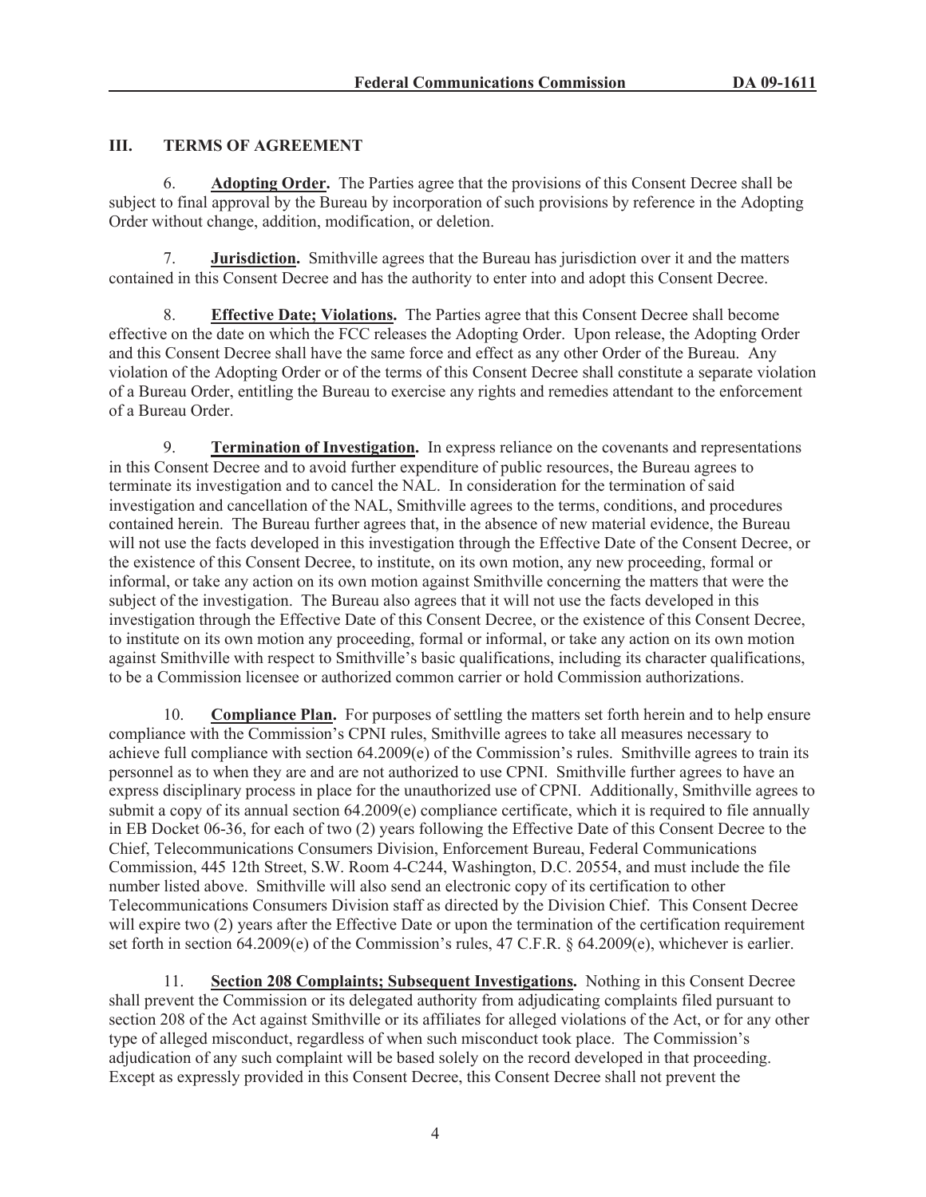## III. TERMS OF AGREEMENT

6. **Adopting Order.** The Parties agree that the provisions of this Consent Decree shall be subject to final approval by the Bureau by incorporation of such provisions by reference in the Adopting Order without change, addition, modification, or deletion.

7. **Jurisdiction.** Smithville agrees that the Bureau has jurisdiction over it and the matters contained in this Consent Decree and has the authority to enter into and adopt this Consent Decree.

8. **Effective Date; Violations.** The Parties agree that this Consent Decree shall become effective on the date on which the FCC releases the Adopting Order. Upon release, the Adopting Order and this Consent Decree shall have the same force and effect as any other Order of the Bureau. Any violation of the Adopting Order or of the terms of this Consent Decree shall constitute a separate violation of a Bureau Order, entitling the Bureau to exercise any rights and remedies attendant to the enforcement of a Bureau Order.

9. **Termination of Investigation.** In express reliance on the covenants and representations in this Consent Decree and to avoid further expenditure of public resources, the Bureau agrees to terminate its investigation and to cancel the NAL. In consideration for the termination of said investigation and cancellation of the NAL, Smithville agrees to the terms, conditions, and procedures contained herein. The Bureau further agrees that, in the absence of new material evidence, the Bureau will not use the facts developed in this investigation through the Effective Date of the Consent Decree, or the existence of this Consent Decree, to institute, on its own motion, any new proceeding, formal or informal, or take any action on its own motion against Smithville concerning the matters that were the subject of the investigation. The Bureau also agrees that it will not use the facts developed in this investigation through the Effective Date of this Consent Decree, or the existence of this Consent Decree, to institute on its own motion any proceeding, formal or informal, or take any action on its own motion against Smithville with respect to Smithville's basic qualifications, including its character qualifications, to be a Commission licensee or authorized common carrier or hold Commission authorizations.

10. **Compliance Plan.** For purposes of settling the matters set forth herein and to help ensure compliance with the Commission's CPNI rules, Smithville agrees to take all measures necessary to achieve full compliance with section 64.2009(e) of the Commission's rules. Smithville agrees to train its personnel as to when they are and are not authorized to use CPNI. Smithville further agrees to have an express disciplinary process in place for the unauthorized use of CPNI. Additionally, Smithville agrees to submit a copy of its annual section 64.2009(e) compliance certificate, which it is required to file annually in EB Docket 06-36, for each of two (2) years following the Effective Date of this Consent Decree to the Chief, Telecommunications Consumers Division, Enforcement Bureau, Federal Communications Commission, 445 12th Street, S.W. Room 4-C244, Washington, D.C. 20554, and must include the file number listed above. Smithville will also send an electronic copy of its certification to other Telecommunications Consumers Division staff as directed by the Division Chief. This Consent Decree will expire two (2) years after the Effective Date or upon the termination of the certification requirement set forth in section 64.2009(e) of the Commission's rules, 47 C.F.R. § 64.2009(e), whichever is earlier.

11. **Section 208 Complaints; Subsequent Investigations.** Nothing in this Consent Decree shall prevent the Commission or its delegated authority from adjudicating complaints filed pursuant to section 208 of the Act against Smithville or its affiliates for alleged violations of the Act, or for any other type of alleged misconduct, regardless of when such misconduct took place. The Commission's adjudication of any such complaint will be based solely on the record developed in that proceeding. Except as expressly provided in this Consent Decree, this Consent Decree shall not prevent the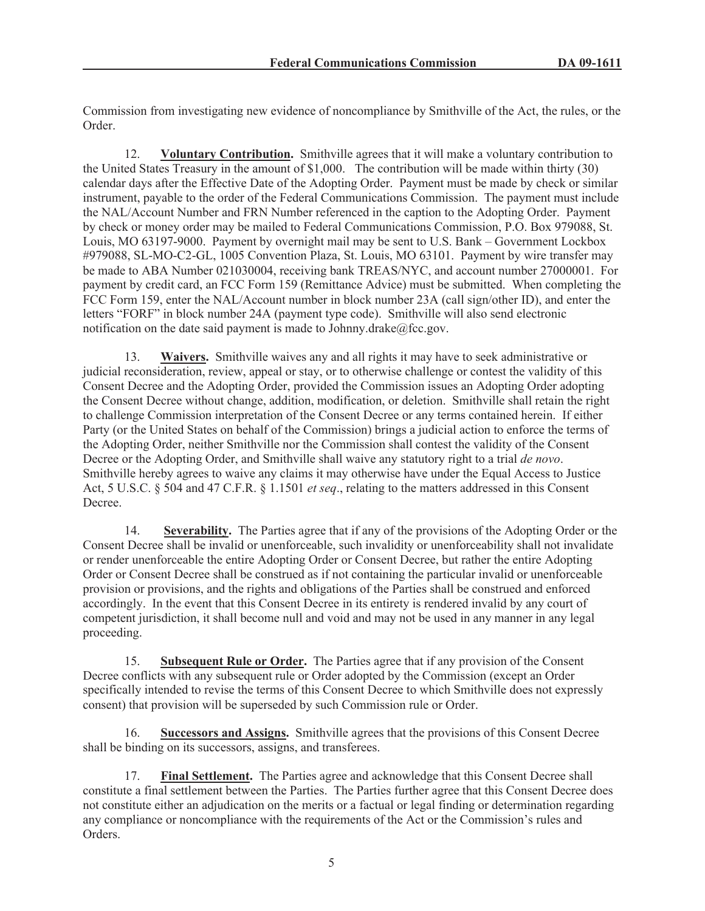Commission from investigating new evidence of noncompliance by Smithville of the Act, the rules, or the Order.

12. **Voluntary Contribution.** Smithville agrees that it will make a voluntary contribution to the United States Treasury in the amount of $1,000. The contribution will be made within thirty (30) calendar days after the Effective Date of the Adopting Order. Payment must be made by check or similar instrument, payable to the order of the Federal Communications Commission. The payment must include the NAL/Account Number and FRN Number referenced in the caption to the Adopting Order. Payment by check or money order may be mailed to Federal Communications Commission, P.O. Box 979088, St. Louis, MO 63197-9000. Payment by overnight mail may be sent to U.S. Bank – Government Lockbox #979088, SL-MO-C2-GL, 1005 Convention Plaza, St. Louis, MO 63101. Payment by wire transfer may be made to ABA Number 021030004, receiving bank TREAS/NYC, and account number 27000001. For payment by credit card, an FCC Form 159 (Remittance Advice) must be submitted. When completing the FCC Form 159, enter the NAL/Account number in block number 23A (call sign/other ID), and enter the letters "FORF" in block number 24A (payment type code). Smithville will also send electronic notification on the date said payment is made to Johnny.drake@fcc.gov.

13. **Waivers.** Smithville waives any and all rights it may have to seek administrative or judicial reconsideration, review, appeal or stay, or to otherwise challenge or contest the validity of this Consent Decree and the Adopting Order, provided the Commission issues an Adopting Order adopting the Consent Decree without change, addition, modification, or deletion. Smithville shall retain the right to challenge Commission interpretation of the Consent Decree or any terms contained herein. If either Party (or the United States on behalf of the Commission) brings a judicial action to enforce the terms of the Adopting Order, neither Smithville nor the Commission shall contest the validity of the Consent Decree or the Adopting Order, and Smithville shall waive any statutory right to a trial *de novo*. Smithville hereby agrees to waive any claims it may otherwise have under the Equal Access to Justice Act, 5 U.S.C. § 504 and 47 C.F.R. § 1.1501 *et seq*., relating to the matters addressed in this Consent Decree.

14. **Severability.** The Parties agree that if any of the provisions of the Adopting Order or the Consent Decree shall be invalid or unenforceable, such invalidity or unenforceability shall not invalidate or render unenforceable the entire Adopting Order or Consent Decree, but rather the entire Adopting Order or Consent Decree shall be construed as if not containing the particular invalid or unenforceable provision or provisions, and the rights and obligations of the Parties shall be construed and enforced accordingly. In the event that this Consent Decree in its entirety is rendered invalid by any court of competent jurisdiction, it shall become null and void and may not be used in any manner in any legal proceeding.

15. **Subsequent Rule or Order.** The Parties agree that if any provision of the Consent Decree conflicts with any subsequent rule or Order adopted by the Commission (except an Order specifically intended to revise the terms of this Consent Decree to which Smithville does not expressly consent) that provision will be superseded by such Commission rule or Order.

16. **Successors and Assigns.** Smithville agrees that the provisions of this Consent Decree shall be binding on its successors, assigns, and transferees.

17. **Final Settlement.** The Parties agree and acknowledge that this Consent Decree shall constitute a final settlement between the Parties. The Parties further agree that this Consent Decree does not constitute either an adjudication on the merits or a factual or legal finding or determination regarding any compliance or noncompliance with the requirements of the Act or the Commission's rules and Orders.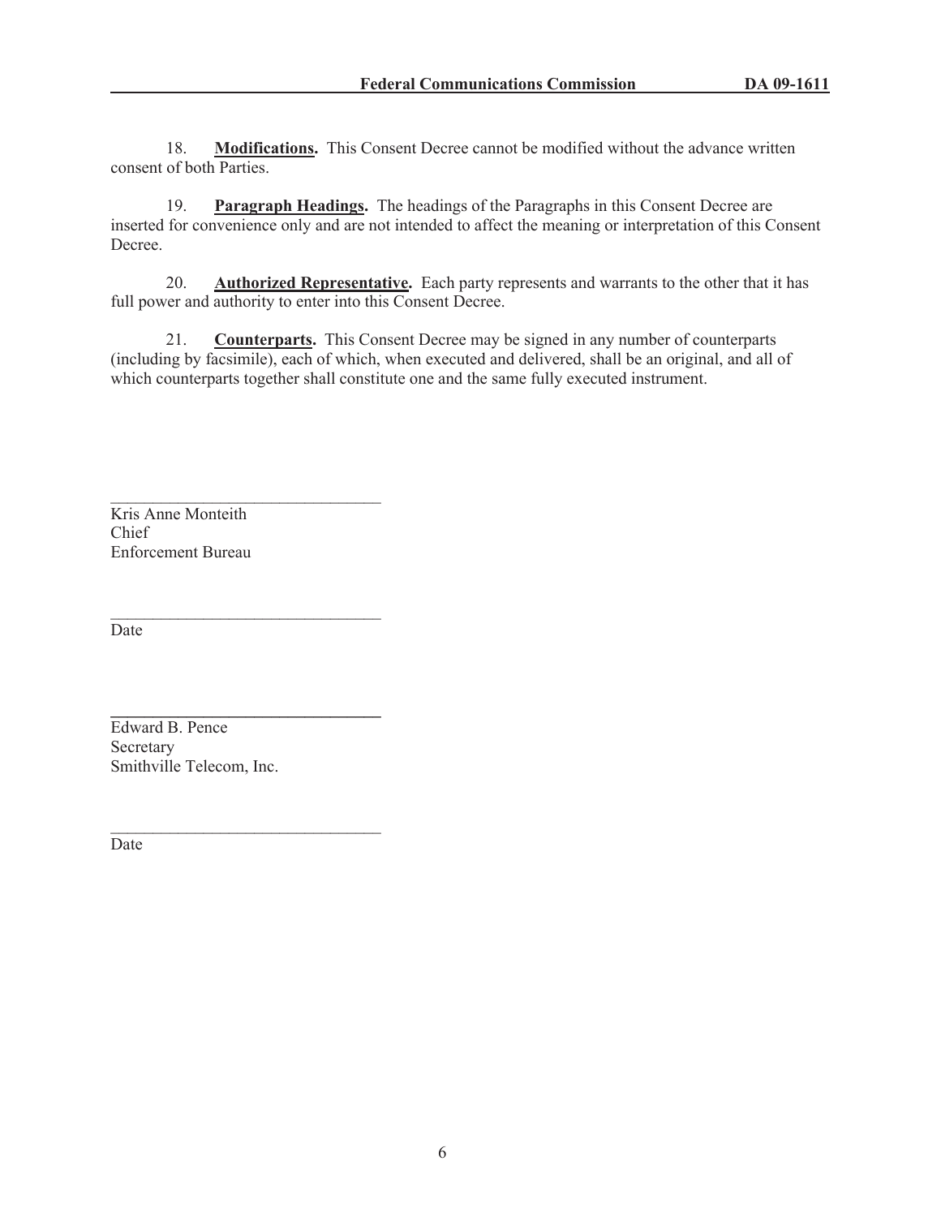18. **Modifications.** This Consent Decree cannot be modified without the advance written consent of both Parties.

19. **Paragraph Headings.** The headings of the Paragraphs in this Consent Decree are inserted for convenience only and are not intended to affect the meaning or interpretation of this Consent Decree.

20. **Authorized Representative.** Each party represents and warrants to the other that it has full power and authority to enter into this Consent Decree.

21. **Counterparts.** This Consent Decree may be signed in any number of counterparts (including by facsimile), each of which, when executed and delivered, shall be an original, and all of which counterparts together shall constitute one and the same fully executed instrument.

\_\_\_\_\_\_\_\_\_\_\_\_\_\_\_\_\_\_\_\_\_\_\_\_\_\_\_\_\_\_\_\_
Kris Anne Monteith
Chief
Enforcement Bureau

\_\_\_\_\_\_\_\_\_\_\_\_\_\_\_\_\_\_\_\_\_\_\_\_\_\_\_\_\_\_\_\_
Date

\_\_\_\_\_\_\_\_\_\_\_\_\_\_\_\_\_\_\_\_\_\_\_\_\_\_\_\_\_\_\_\_
Edward B. Pence
Secretary
Smithville Telecom, Inc.

\_\_\_\_\_\_\_\_\_\_\_\_\_\_\_\_\_\_\_\_\_\_\_\_\_\_\_\_\_\_\_\_
Date